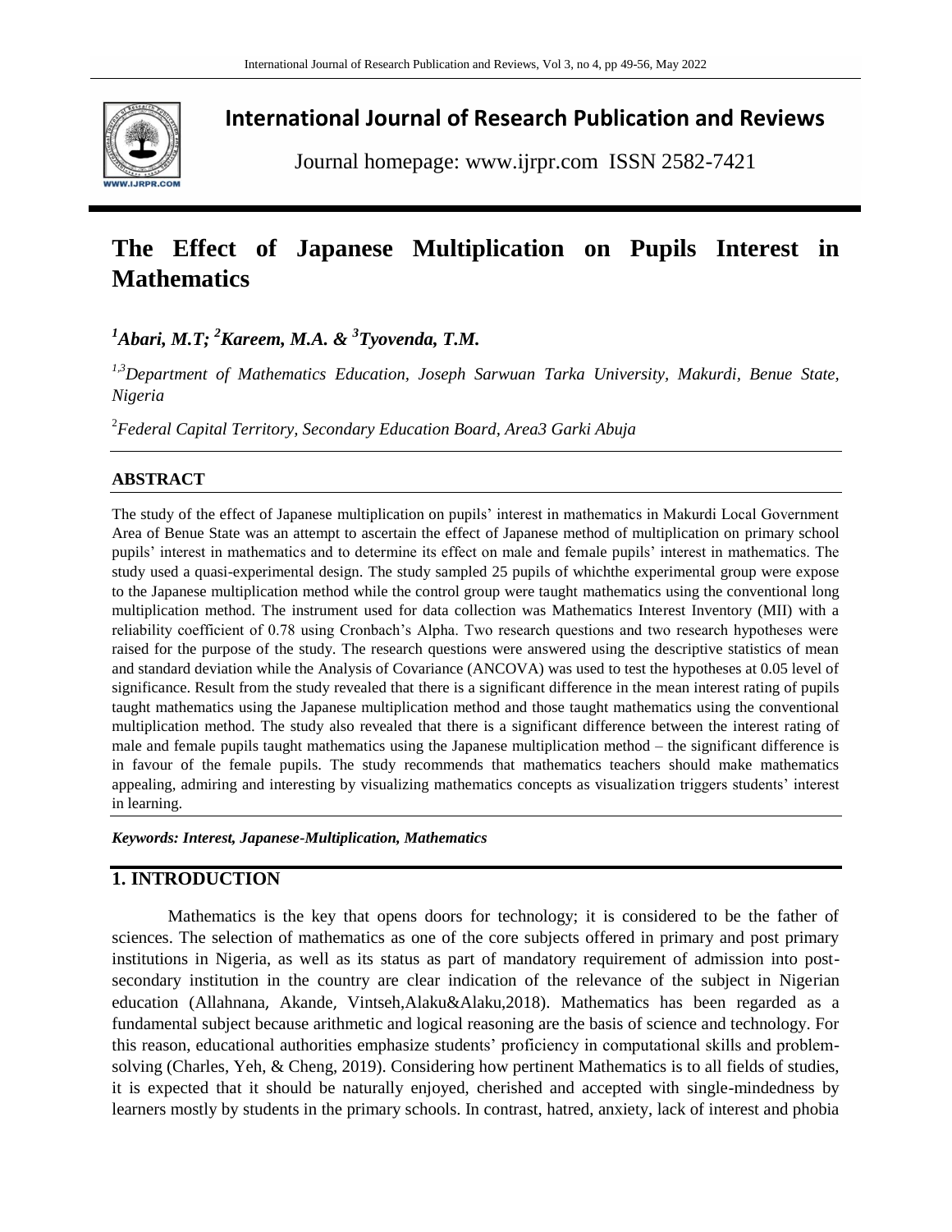# International Journal of Research Publication and Reviews

Journal homepage: www.ijrpr.com ISSN 2582-7421

# The Effect of Japanese Multiplication on Pupils Interest in Mathematics

***[1]Abari, M.T; [2]Kareem, M.A. & [3]Tyovenda, T.M.***

*[1,3]Department of Mathematics Education, Joseph Sarwuan Tarka University, Makurdi, Benue State, Nigeria*

*[2]Federal Capital Territory, Secondary Education Board, Area3 Garki Abuja*

## ABSTRACT

The study of the effect of Japanese multiplication on pupils' interest in mathematics in Makurdi Local Government Area of Benue State was an attempt to ascertain the effect of Japanese method of multiplication on primary school pupils' interest in mathematics and to determine its effect on male and female pupils' interest in mathematics. The study used a quasi-experimental design. The study sampled 25 pupils of whichthe experimental group were expose to the Japanese multiplication method while the control group were taught mathematics using the conventional long multiplication method. The instrument used for data collection was Mathematics Interest Inventory (MII) with a reliability coefficient of 0.78 using Cronbach's Alpha. Two research questions and two research hypotheses were raised for the purpose of the study. The research questions were answered using the descriptive statistics of mean and standard deviation while the Analysis of Covariance (ANCOVA) was used to test the hypotheses at 0.05 level of significance. Result from the study revealed that there is a significant difference in the mean interest rating of pupils taught mathematics using the Japanese multiplication method and those taught mathematics using the conventional multiplication method. The study also revealed that there is a significant difference between the interest rating of male and female pupils taught mathematics using the Japanese multiplication method – the significant difference is in favour of the female pupils. The study recommends that mathematics teachers should make mathematics appealing, admiring and interesting by visualizing mathematics concepts as visualization triggers students' interest in learning.

***Keywords: Interest, Japanese-Multiplication, Mathematics***

## 1. INTRODUCTION

Mathematics is the key that opens doors for technology; it is considered to be the father of sciences. The selection of mathematics as one of the core subjects offered in primary and post primary institutions in Nigeria, as well as its status as part of mandatory requirement of admission into post-secondary institution in the country are clear indication of the relevance of the subject in Nigerian education (Allahnana, Akande, Vintseh,Alaku&Alaku,2018). Mathematics has been regarded as a fundamental subject because arithmetic and logical reasoning are the basis of science and technology. For this reason, educational authorities emphasize students' proficiency in computational skills and problem-solving (Charles, Yeh, & Cheng, 2019). Considering how pertinent Mathematics is to all fields of studies, it is expected that it should be naturally enjoyed, cherished and accepted with single-mindedness by learners mostly by students in the primary schools. In contrast, hatred, anxiety, lack of interest and phobia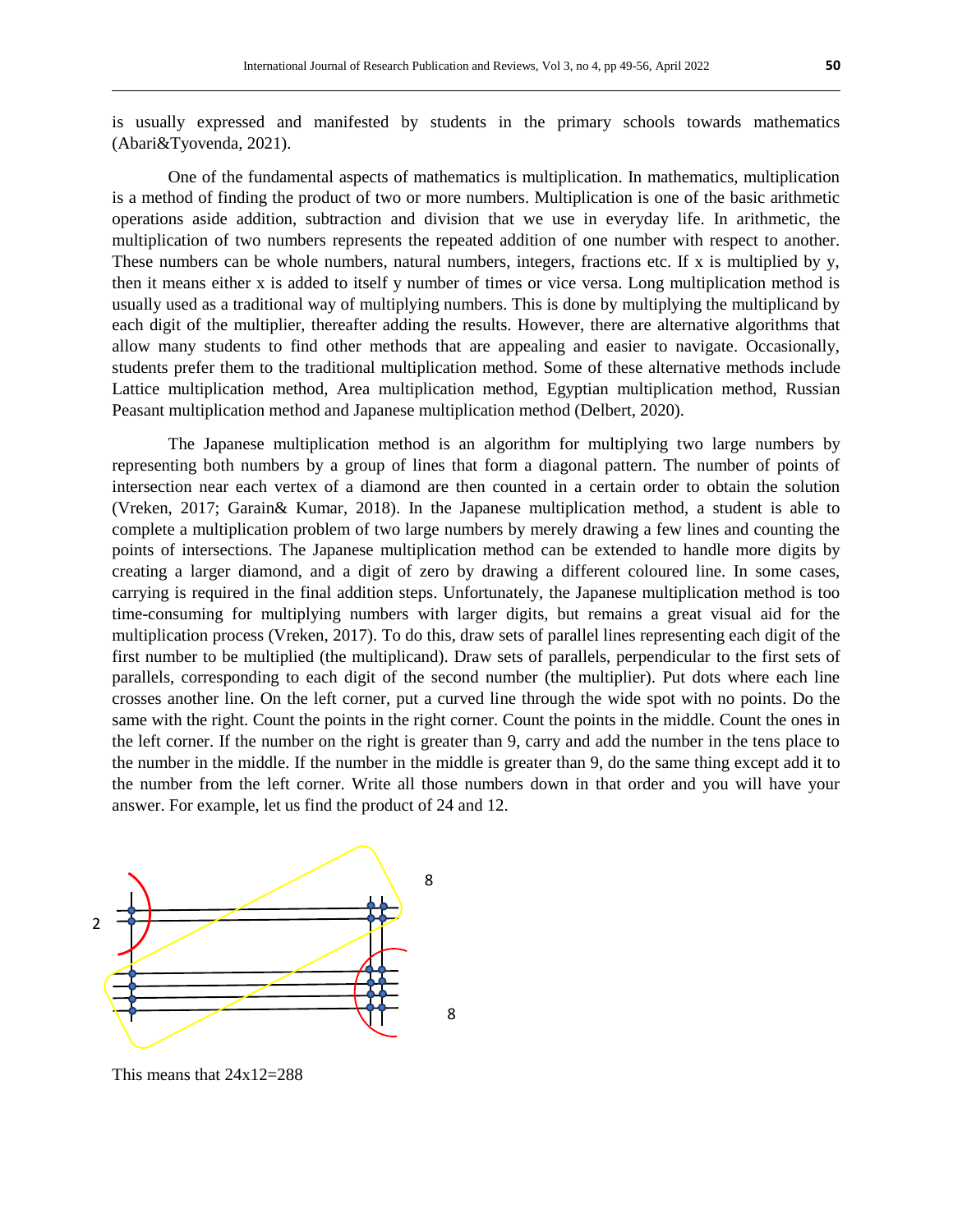is usually expressed and manifested by students in the primary schools towards mathematics (Abari&Tyovenda, 2021).

One of the fundamental aspects of mathematics is multiplication. In mathematics, multiplication is a method of finding the product of two or more numbers. Multiplication is one of the basic arithmetic operations aside addition, subtraction and division that we use in everyday life. In arithmetic, the multiplication of two numbers represents the repeated addition of one number with respect to another. These numbers can be whole numbers, natural numbers, integers, fractions etc. If x is multiplied by y, then it means either x is added to itself y number of times or vice versa. Long multiplication method is usually used as a traditional way of multiplying numbers. This is done by multiplying the multiplicand by each digit of the multiplier, thereafter adding the results. However, there are alternative algorithms that allow many students to find other methods that are appealing and easier to navigate. Occasionally, students prefer them to the traditional multiplication method. Some of these alternative methods include Lattice multiplication method, Area multiplication method, Egyptian multiplication method, Russian Peasant multiplication method and Japanese multiplication method (Delbert, 2020).

The Japanese multiplication method is an algorithm for multiplying two large numbers by representing both numbers by a group of lines that form a diagonal pattern. The number of points of intersection near each vertex of a diamond are then counted in a certain order to obtain the solution (Vreken, 2017; Garain& Kumar, 2018). In the Japanese multiplication method, a student is able to complete a multiplication problem of two large numbers by merely drawing a few lines and counting the points of intersections. The Japanese multiplication method can be extended to handle more digits by creating a larger diamond, and a digit of zero by drawing a different coloured line. In some cases, carrying is required in the final addition steps. Unfortunately, the Japanese multiplication method is too time-consuming for multiplying numbers with larger digits, but remains a great visual aid for the multiplication process (Vreken, 2017). To do this, draw sets of parallel lines representing each digit of the first number to be multiplied (the multiplicand). Draw sets of parallels, perpendicular to the first sets of parallels, corresponding to each digit of the second number (the multiplier). Put dots where each line crosses another line. On the left corner, put a curved line through the wide spot with no points. Do the same with the right. Count the points in the right corner. Count the points in the middle. Count the ones in the left corner. If the number on the right is greater than 9, carry and add the number in the tens place to the number in the middle. If the number in the middle is greater than 9, do the same thing except add it to the number from the left corner. Write all those numbers down in that order and you will have your answer. For example, let us find the product of 24 and 12.

This means that 24x12=288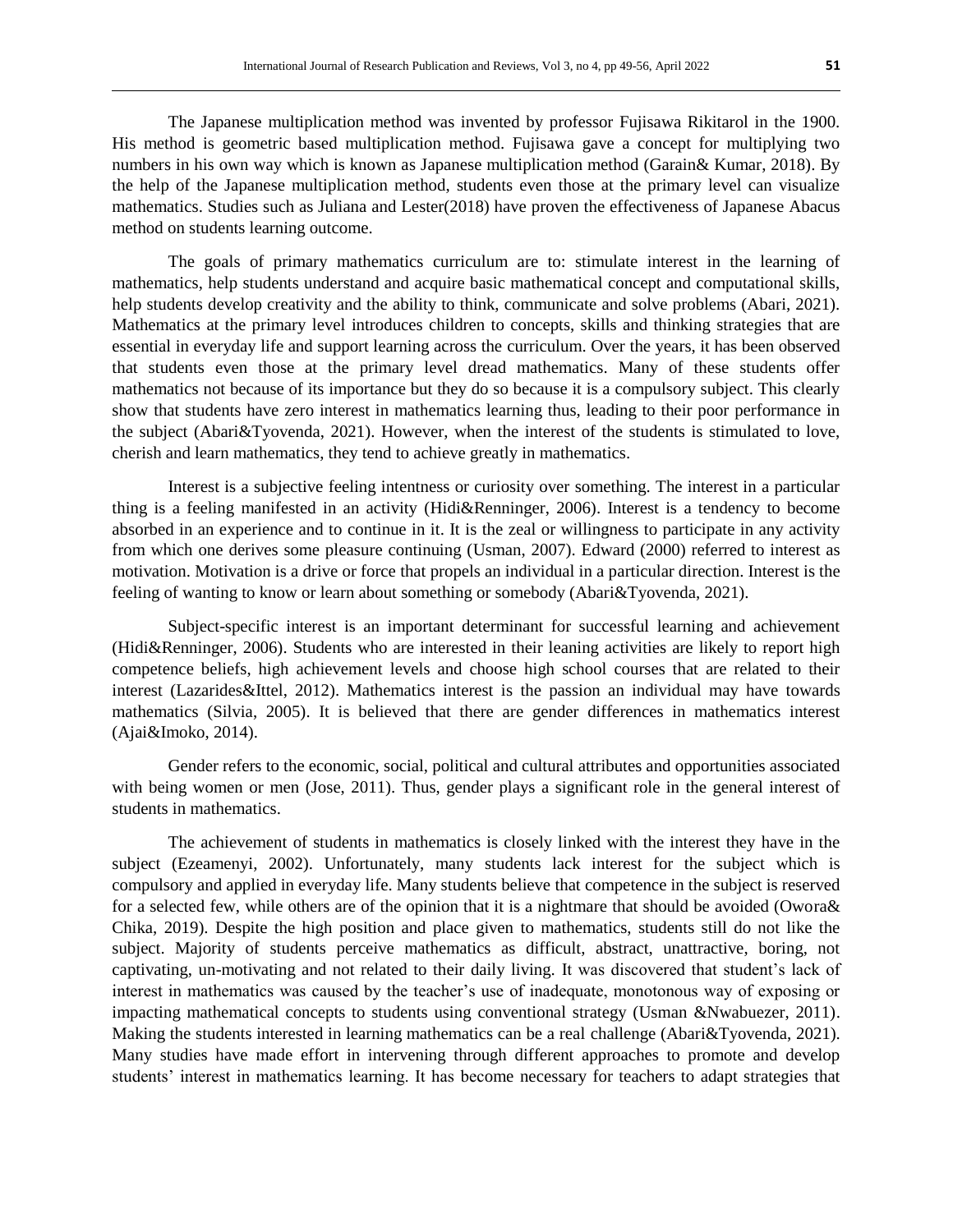The Japanese multiplication method was invented by professor Fujisawa Rikitarol in the 1900. His method is geometric based multiplication method. Fujisawa gave a concept for multiplying two numbers in his own way which is known as Japanese multiplication method (Garain& Kumar, 2018). By the help of the Japanese multiplication method, students even those at the primary level can visualize mathematics. Studies such as Juliana and Lester(2018) have proven the effectiveness of Japanese Abacus method on students learning outcome.

The goals of primary mathematics curriculum are to: stimulate interest in the learning of mathematics, help students understand and acquire basic mathematical concept and computational skills, help students develop creativity and the ability to think, communicate and solve problems (Abari, 2021). Mathematics at the primary level introduces children to concepts, skills and thinking strategies that are essential in everyday life and support learning across the curriculum. Over the years, it has been observed that students even those at the primary level dread mathematics. Many of these students offer mathematics not because of its importance but they do so because it is a compulsory subject. This clearly show that students have zero interest in mathematics learning thus, leading to their poor performance in the subject (Abari&Tyovenda, 2021). However, when the interest of the students is stimulated to love, cherish and learn mathematics, they tend to achieve greatly in mathematics.

Interest is a subjective feeling intentness or curiosity over something. The interest in a particular thing is a feeling manifested in an activity (Hidi&Renninger, 2006). Interest is a tendency to become absorbed in an experience and to continue in it. It is the zeal or willingness to participate in any activity from which one derives some pleasure continuing (Usman, 2007). Edward (2000) referred to interest as motivation. Motivation is a drive or force that propels an individual in a particular direction. Interest is the feeling of wanting to know or learn about something or somebody (Abari&Tyovenda, 2021).

Subject-specific interest is an important determinant for successful learning and achievement (Hidi&Renninger, 2006). Students who are interested in their leaning activities are likely to report high competence beliefs, high achievement levels and choose high school courses that are related to their interest (Lazarides&Ittel, 2012). Mathematics interest is the passion an individual may have towards mathematics (Silvia, 2005). It is believed that there are gender differences in mathematics interest (Ajai&Imoko, 2014).

Gender refers to the economic, social, political and cultural attributes and opportunities associated with being women or men (Jose, 2011). Thus, gender plays a significant role in the general interest of students in mathematics.

The achievement of students in mathematics is closely linked with the interest they have in the subject (Ezeamenyi, 2002). Unfortunately, many students lack interest for the subject which is compulsory and applied in everyday life. Many students believe that competence in the subject is reserved for a selected few, while others are of the opinion that it is a nightmare that should be avoided (Owora& Chika, 2019). Despite the high position and place given to mathematics, students still do not like the subject. Majority of students perceive mathematics as difficult, abstract, unattractive, boring, not captivating, un-motivating and not related to their daily living. It was discovered that student's lack of interest in mathematics was caused by the teacher's use of inadequate, monotonous way of exposing or impacting mathematical concepts to students using conventional strategy (Usman &Nwabuezer, 2011). Making the students interested in learning mathematics can be a real challenge (Abari&Tyovenda, 2021). Many studies have made effort in intervening through different approaches to promote and develop students' interest in mathematics learning. It has become necessary for teachers to adapt strategies that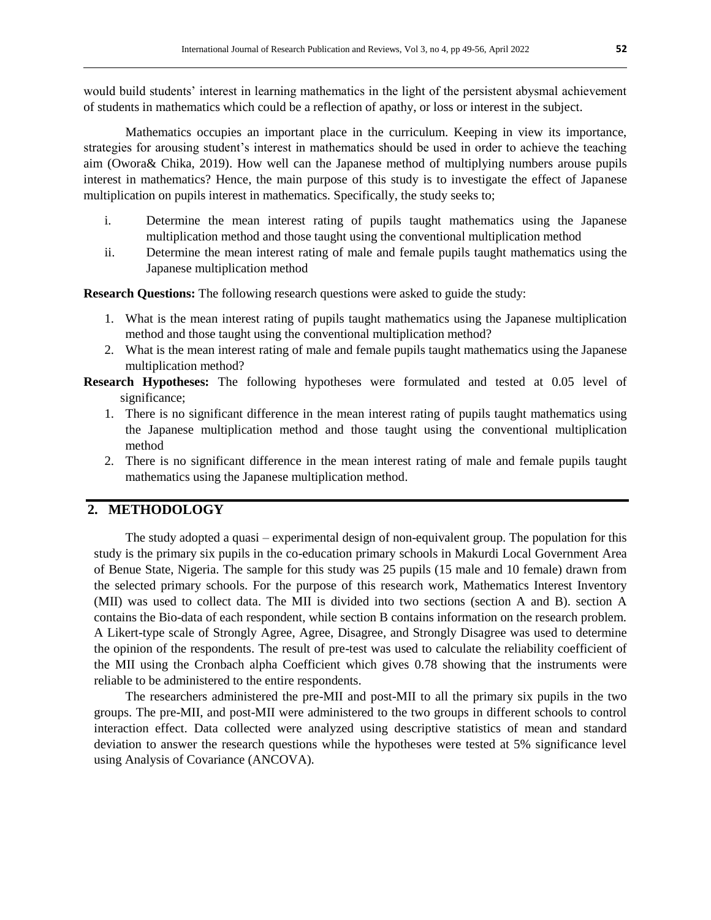would build students' interest in learning mathematics in the light of the persistent abysmal achievement of students in mathematics which could be a reflection of apathy, or loss or interest in the subject.

Mathematics occupies an important place in the curriculum. Keeping in view its importance, strategies for arousing student's interest in mathematics should be used in order to achieve the teaching aim (Owora& Chika, 2019). How well can the Japanese method of multiplying numbers arouse pupils interest in mathematics? Hence, the main purpose of this study is to investigate the effect of Japanese multiplication on pupils interest in mathematics. Specifically, the study seeks to;

i. Determine the mean interest rating of pupils taught mathematics using the Japanese multiplication method and those taught using the conventional multiplication method
ii. Determine the mean interest rating of male and female pupils taught mathematics using the Japanese multiplication method

**Research Questions:** The following research questions were asked to guide the study:

1. What is the mean interest rating of pupils taught mathematics using the Japanese multiplication method and those taught using the conventional multiplication method?
2. What is the mean interest rating of male and female pupils taught mathematics using the Japanese multiplication method?

**Research Hypotheses:** The following hypotheses were formulated and tested at 0.05 level of significance;

1. There is no significant difference in the mean interest rating of pupils taught mathematics using the Japanese multiplication method and those taught using the conventional multiplication method
2. There is no significant difference in the mean interest rating of male and female pupils taught mathematics using the Japanese multiplication method.

## 2. METHODOLOGY

The study adopted a quasi – experimental design of non-equivalent group. The population for this study is the primary six pupils in the co-education primary schools in Makurdi Local Government Area of Benue State, Nigeria. The sample for this study was 25 pupils (15 male and 10 female) drawn from the selected primary schools. For the purpose of this research work, Mathematics Interest Inventory (MII) was used to collect data. The MII is divided into two sections (section A and B). section A contains the Bio-data of each respondent, while section B contains information on the research problem. A Likert-type scale of Strongly Agree, Agree, Disagree, and Strongly Disagree was used to determine the opinion of the respondents. The result of pre-test was used to calculate the reliability coefficient of the MII using the Cronbach alpha Coefficient which gives 0.78 showing that the instruments were reliable to be administered to the entire respondents.

The researchers administered the pre-MII and post-MII to all the primary six pupils in the two groups. The pre-MII, and post-MII were administered to the two groups in different schools to control interaction effect. Data collected were analyzed using descriptive statistics of mean and standard deviation to answer the research questions while the hypotheses were tested at 5% significance level using Analysis of Covariance (ANCOVA).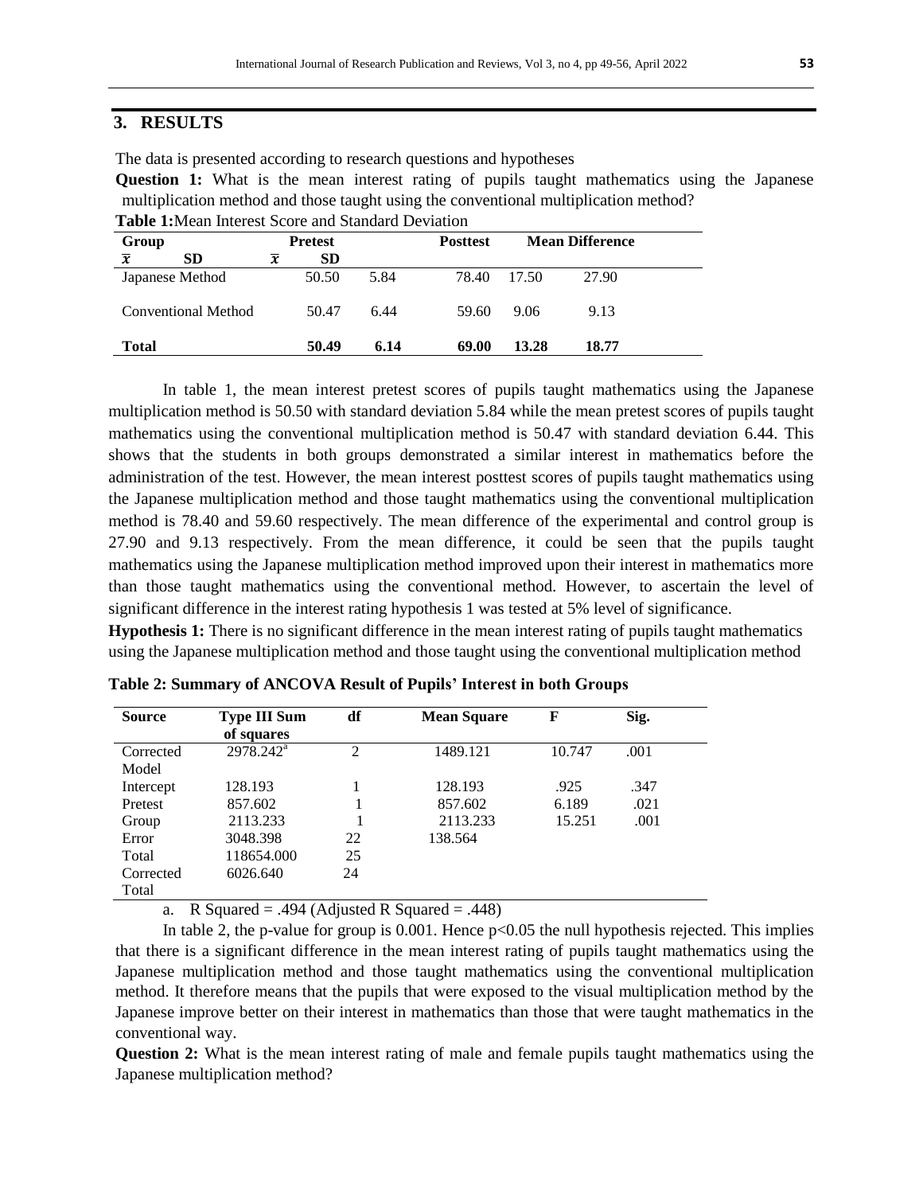## 3. RESULTS

The data is presented according to research questions and hypotheses

**Question 1:** What is the mean interest rating of pupils taught mathematics using the Japanese multiplication method and those taught using the conventional multiplication method?

**Table 1:** Mean Interest Score and Standard Deviation

| Group | Pretest | | Posttest | | Mean Difference |
|---|---|---|---|---|---|
| | $\bar{x}$ | SD | $\bar{x}$ | SD | |
| Japanese Method | 50.50 | 5.84 | 78.40 | 17.50 | 27.90 |
| Conventional Method | 50.47 | 6.44 | 59.60 | 9.06 | 9.13 |
| **Total** | **50.49** | **6.14** | **69.00** | **13.28** | **18.77** |

In table 1, the mean interest pretest scores of pupils taught mathematics using the Japanese multiplication method is 50.50 with standard deviation 5.84 while the mean pretest scores of pupils taught mathematics using the conventional multiplication method is 50.47 with standard deviation 6.44. This shows that the students in both groups demonstrated a similar interest in mathematics before the administration of the test. However, the mean interest posttest scores of pupils taught mathematics using the Japanese multiplication method and those taught mathematics using the conventional multiplication method is 78.40 and 59.60 respectively. The mean difference of the experimental and control group is 27.90 and 9.13 respectively. From the mean difference, it could be seen that the pupils taught mathematics using the Japanese multiplication method improved upon their interest in mathematics more than those taught mathematics using the conventional method. However, to ascertain the level of significant difference in the interest rating hypothesis 1 was tested at 5% level of significance.

**Hypothesis 1:** There is no significant difference in the mean interest rating of pupils taught mathematics using the Japanese multiplication method and those taught using the conventional multiplication method

**Table 2: Summary of ANCOVA Result of Pupils' Interest in both Groups**

| Source | Type III Sum of squares | df | Mean Square | F | Sig. |
|---|---|---|---|---|---|
| Corrected Model | 2978.242[a] | 2 | 1489.121 | 10.747 | .001 |
| Intercept | 128.193 | 1 | 128.193 | .925 | .347 |
| Pretest | 857.602 | 1 | 857.602 | 6.189 | .021 |
| Group | 2113.233 | 1 | 2113.233 | 15.251 | .001 |
| Error | 3048.398 | 22 | 138.564 | | |
| Total | 118654.000 | 25 | | | |
| Corrected Total | 6026.640 | 24 | | | |

a. R Squared = .494 (Adjusted R Squared = .448)

In table 2, the p-value for group is 0.001. Hence $p<0.05$ the null hypothesis rejected. This implies that there is a significant difference in the mean interest rating of pupils taught mathematics using the Japanese multiplication method and those taught mathematics using the conventional multiplication method. It therefore means that the pupils that were exposed to the visual multiplication method by the Japanese improve better on their interest in mathematics than those that were taught mathematics in the conventional way.

**Question 2:** What is the mean interest rating of male and female pupils taught mathematics using the Japanese multiplication method?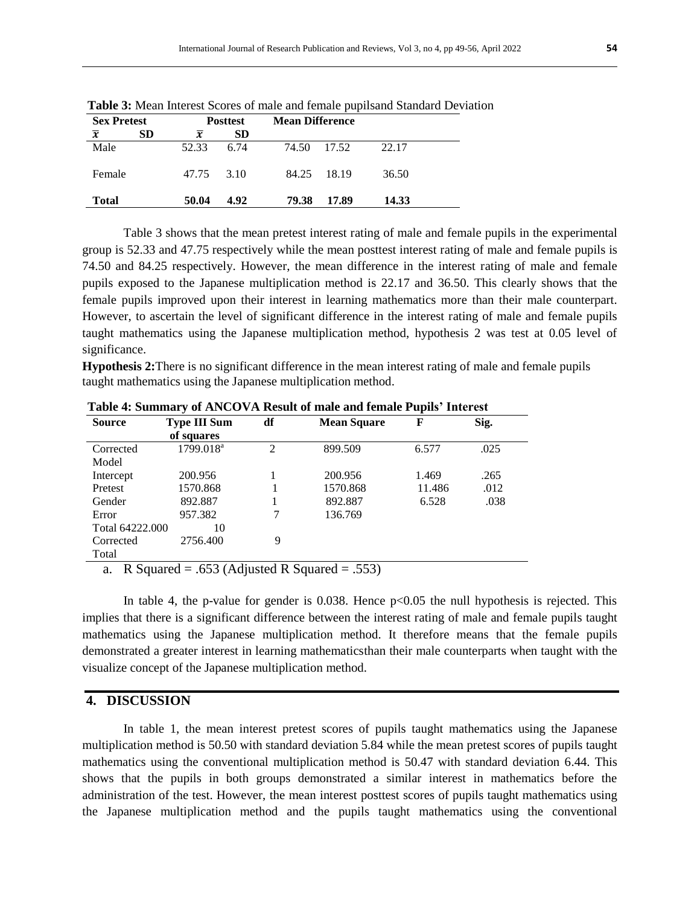**Table 3:** Mean Interest Scores of male and female pupilsand Standard Deviation

| Sex | Pretest | | Posttest | | Mean Difference |
|---|---|---|---|---|---|
| | $\bar{x}$ | SD | $\bar{x}$ | SD | |
| Male | 52.33 | 6.74 | 74.50 | 17.52 | 22.17 |
| Female | 47.75 | 3.10 | 84.25 | 18.19 | 36.50 |
| **Total** | **50.04** | **4.92** | **79.38** | **17.89** | **14.33** |

Table 3 shows that the mean pretest interest rating of male and female pupils in the experimental group is 52.33 and 47.75 respectively while the mean posttest interest rating of male and female pupils is 74.50 and 84.25 respectively. However, the mean difference in the interest rating of male and female pupils exposed to the Japanese multiplication method is 22.17 and 36.50. This clearly shows that the female pupils improved upon their interest in learning mathematics more than their male counterpart. However, to ascertain the level of significant difference in the interest rating of male and female pupils taught mathematics using the Japanese multiplication method, hypothesis 2 was test at 0.05 level of significance.

**Hypothesis 2:**There is no significant difference in the mean interest rating of male and female pupils taught mathematics using the Japanese multiplication method.

**Table 4: Summary of ANCOVA Result of male and female Pupils' Interest**

| Source | Type III Sum of squares | df | Mean Square | F | Sig. |
|---|---|---|---|---|---|
| Corrected Model | 1799.018[a] | 2 | 899.509 | 6.577 | .025 |
| Intercept | 200.956 | 1 | 200.956 | 1.469 | .265 |
| Pretest | 1570.868 | 1 | 1570.868 | 11.486 | .012 |
| Gender | 892.887 | 1 | 892.887 | 6.528 | .038 |
| Error | 957.382 | 7 | 136.769 | | |
| Total | 64222.000 | 10 | | | |
| Corrected Total | 2756.400 | 9 | | | |

a. R Squared = .653 (Adjusted R Squared = .553)

In table 4, the p-value for gender is 0.038. Hence $p<0.05$ the null hypothesis is rejected. This implies that there is a significant difference between the interest rating of male and female pupils taught mathematics using the Japanese multiplication method. It therefore means that the female pupils demonstrated a greater interest in learning mathematicsthan their male counterparts when taught with the visualize concept of the Japanese multiplication method.

## 4. DISCUSSION

In table 1, the mean interest pretest scores of pupils taught mathematics using the Japanese multiplication method is 50.50 with standard deviation 5.84 while the mean pretest scores of pupils taught mathematics using the conventional multiplication method is 50.47 with standard deviation 6.44. This shows that the pupils in both groups demonstrated a similar interest in mathematics before the administration of the test. However, the mean interest posttest scores of pupils taught mathematics using the Japanese multiplication method and the pupils taught mathematics using the conventional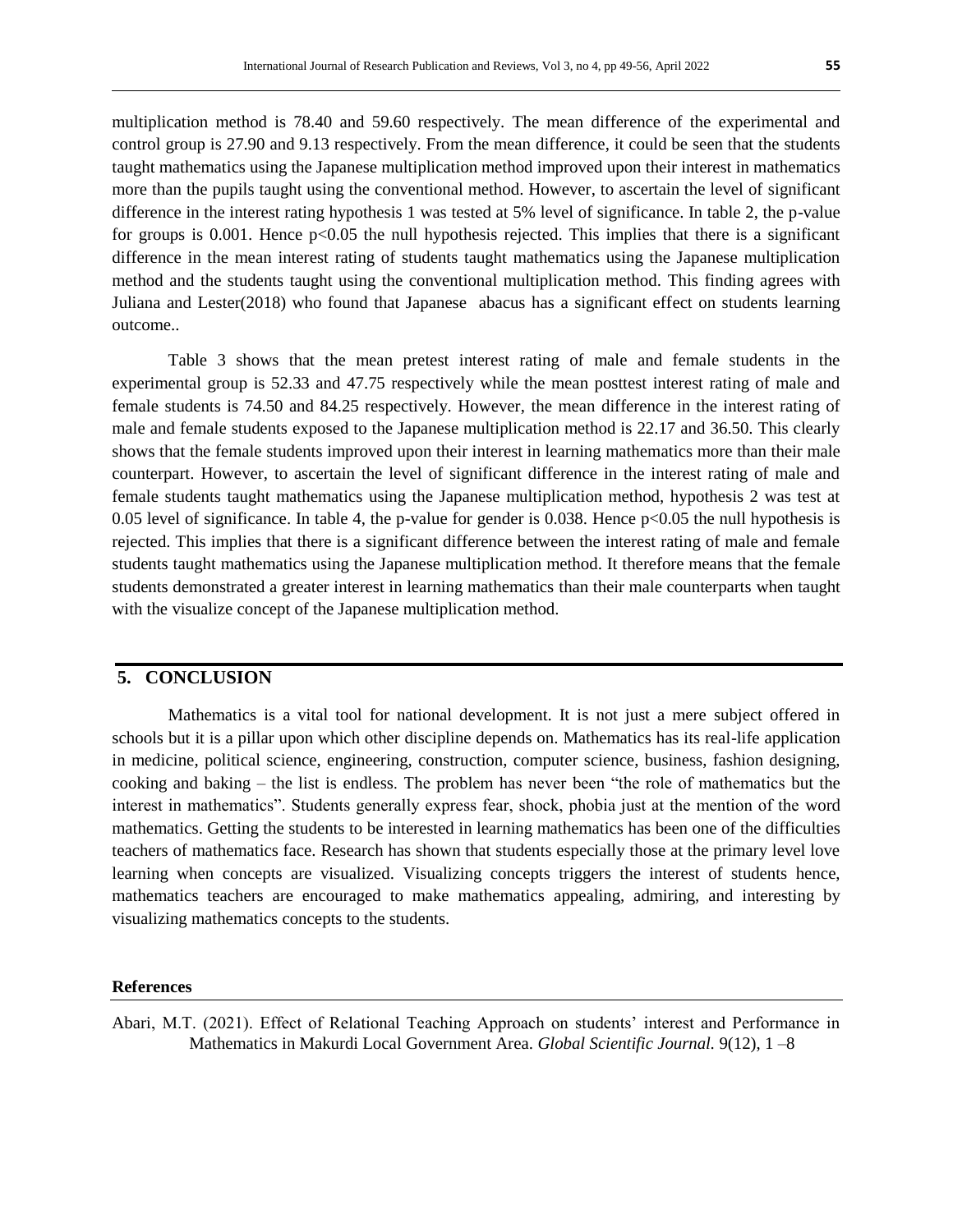multiplication method is 78.40 and 59.60 respectively. The mean difference of the experimental and control group is 27.90 and 9.13 respectively. From the mean difference, it could be seen that the students taught mathematics using the Japanese multiplication method improved upon their interest in mathematics more than the pupils taught using the conventional method. However, to ascertain the level of significant difference in the interest rating hypothesis 1 was tested at 5% level of significance. In table 2, the p-value for groups is 0.001. Hence $p<0.05$ the null hypothesis rejected. This implies that there is a significant difference in the mean interest rating of students taught mathematics using the Japanese multiplication method and the students taught using the conventional multiplication method. This finding agrees with Juliana and Lester(2018) who found that Japanese abacus has a significant effect on students learning outcome..

Table 3 shows that the mean pretest interest rating of male and female students in the experimental group is 52.33 and 47.75 respectively while the mean posttest interest rating of male and female students is 74.50 and 84.25 respectively. However, the mean difference in the interest rating of male and female students exposed to the Japanese multiplication method is 22.17 and 36.50. This clearly shows that the female students improved upon their interest in learning mathematics more than their male counterpart. However, to ascertain the level of significant difference in the interest rating of male and female students taught mathematics using the Japanese multiplication method, hypothesis 2 was test at 0.05 level of significance. In table 4, the p-value for gender is 0.038. Hence $p<0.05$ the null hypothesis is rejected. This implies that there is a significant difference between the interest rating of male and female students taught mathematics using the Japanese multiplication method. It therefore means that the female students demonstrated a greater interest in learning mathematics than their male counterparts when taught with the visualize concept of the Japanese multiplication method.

## 5. CONCLUSION

Mathematics is a vital tool for national development. It is not just a mere subject offered in schools but it is a pillar upon which other discipline depends on. Mathematics has its real-life application in medicine, political science, engineering, construction, computer science, business, fashion designing, cooking and baking – the list is endless. The problem has never been "the role of mathematics but the interest in mathematics". Students generally express fear, shock, phobia just at the mention of the word mathematics. Getting the students to be interested in learning mathematics has been one of the difficulties teachers of mathematics face. Research has shown that students especially those at the primary level love learning when concepts are visualized. Visualizing concepts triggers the interest of students hence, mathematics teachers are encouraged to make mathematics appealing, admiring, and interesting by visualizing mathematics concepts to the students.

### References

Abari, M.T. (2021). Effect of Relational Teaching Approach on students' interest and Performance in Mathematics in Makurdi Local Government Area. *Global Scientific Journal.* 9(12), 1 –8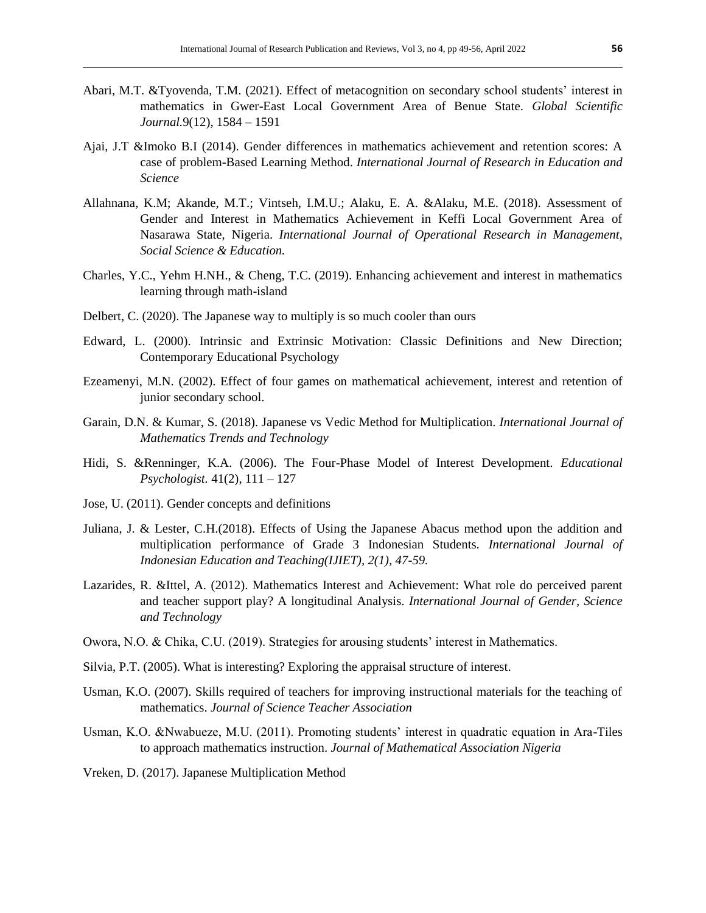Abari, M.T. &Tyovenda, T.M. (2021). Effect of metacognition on secondary school students' interest in mathematics in Gwer-East Local Government Area of Benue State. *Global Scientific Journal.*9(12), 1584 – 1591

Ajai, J.T &Imoko B.I (2014). Gender differences in mathematics achievement and retention scores: A case of problem-Based Learning Method. *International Journal of Research in Education and Science*

Allahnana, K.M; Akande, M.T.; Vintseh, I.M.U.; Alaku, E. A. &Alaku, M.E. (2018). Assessment of Gender and Interest in Mathematics Achievement in Keffi Local Government Area of Nasarawa State, Nigeria. *International Journal of Operational Research in Management, Social Science & Education.*

Charles, Y.C., Yehm H.NH., & Cheng, T.C. (2019). Enhancing achievement and interest in mathematics learning through math-island

Delbert, C. (2020). The Japanese way to multiply is so much cooler than ours

Edward, L. (2000). Intrinsic and Extrinsic Motivation: Classic Definitions and New Direction; Contemporary Educational Psychology

Ezeamenyi, M.N. (2002). Effect of four games on mathematical achievement, interest and retention of junior secondary school.

Garain, D.N. & Kumar, S. (2018). Japanese vs Vedic Method for Multiplication. *International Journal of Mathematics Trends and Technology*

Hidi, S. &Renninger, K.A. (2006). The Four-Phase Model of Interest Development. *Educational Psychologist.* 41(2), 111 – 127

Jose, U. (2011). Gender concepts and definitions

Juliana, J. & Lester, C.H.(2018). Effects of Using the Japanese Abacus method upon the addition and multiplication performance of Grade 3 Indonesian Students. *International Journal of Indonesian Education and Teaching(IJIET), 2(1), 47-59.*

Lazarides, R. &Ittel, A. (2012). Mathematics Interest and Achievement: What role do perceived parent and teacher support play? A longitudinal Analysis. *International Journal of Gender, Science and Technology*

Owora, N.O. & Chika, C.U. (2019). Strategies for arousing students' interest in Mathematics.

Silvia, P.T. (2005). What is interesting? Exploring the appraisal structure of interest.

Usman, K.O. (2007). Skills required of teachers for improving instructional materials for the teaching of mathematics. *Journal of Science Teacher Association*

Usman, K.O. &Nwabueze, M.U. (2011). Promoting students' interest in quadratic equation in Ara-Tiles to approach mathematics instruction. *Journal of Mathematical Association Nigeria*

Vreken, D. (2017). Japanese Multiplication Method